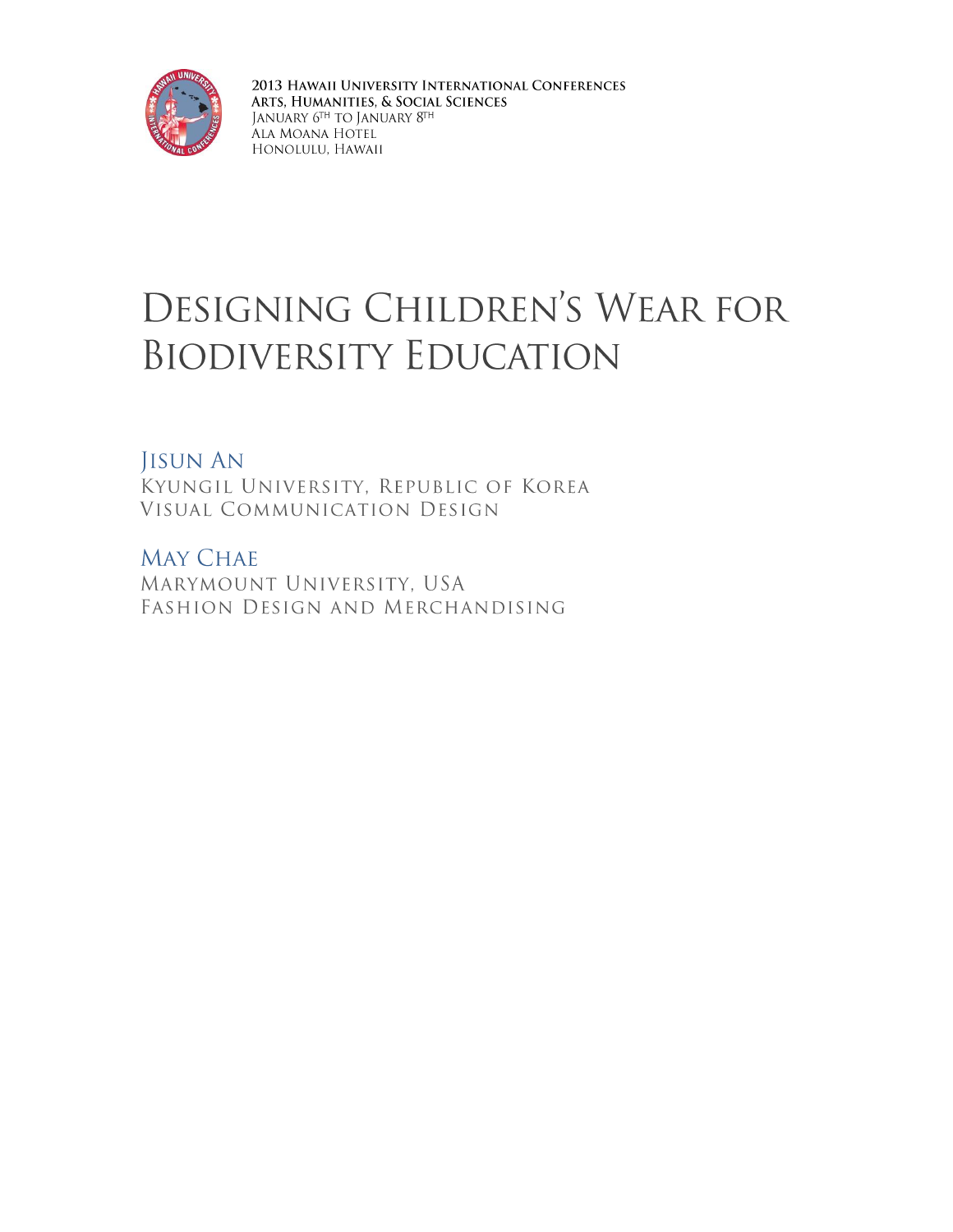2013 Hawaii University International Conferences
Arts, Humanities, & Social Sciences
January 6th to January 8th
Ala Moana Hotel
Honolulu, Hawaii

# Designing Children's Wear for Biodiversity Education

## Jisun An
Kyungil University, Republic of Korea
Visual Communication Design

## May Chae
Marymount University, USA
Fashion Design and Merchandising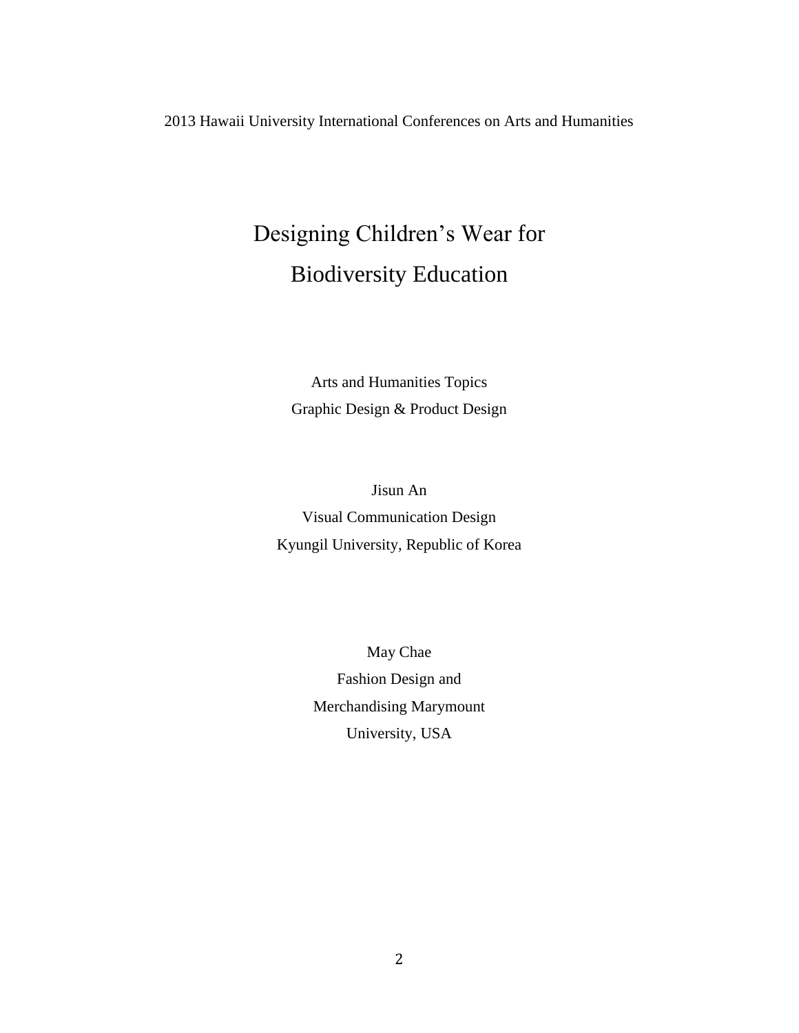2013 Hawaii University International Conferences on Arts and Humanities

# Designing Children's Wear for Biodiversity Education

Arts and Humanities Topics
Graphic Design & Product Design

Jisun An
Visual Communication Design
Kyungil University, Republic of Korea

May Chae
Fashion Design and
Merchandising Marymount
University, USA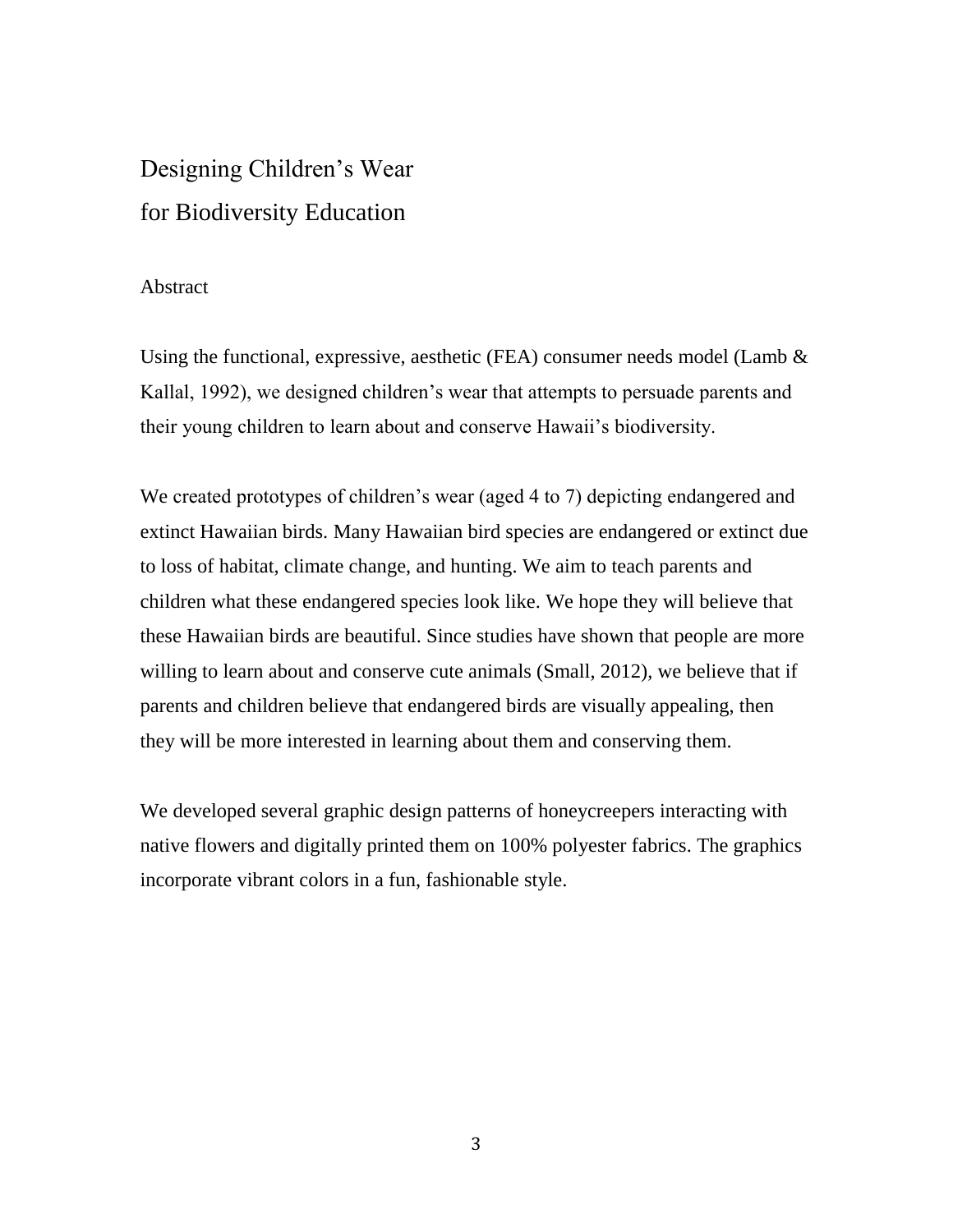# Designing Children's Wear for Biodiversity Education

## Abstract

Using the functional, expressive, aesthetic (FEA) consumer needs model (Lamb & Kallal, 1992), we designed children's wear that attempts to persuade parents and their young children to learn about and conserve Hawaii's biodiversity.

We created prototypes of children's wear (aged 4 to 7) depicting endangered and extinct Hawaiian birds. Many Hawaiian bird species are endangered or extinct due to loss of habitat, climate change, and hunting. We aim to teach parents and children what these endangered species look like. We hope they will believe that these Hawaiian birds are beautiful. Since studies have shown that people are more willing to learn about and conserve cute animals (Small, 2012), we believe that if parents and children believe that endangered birds are visually appealing, then they will be more interested in learning about them and conserving them.

We developed several graphic design patterns of honeycreepers interacting with native flowers and digitally printed them on 100% polyester fabrics. The graphics incorporate vibrant colors in a fun, fashionable style.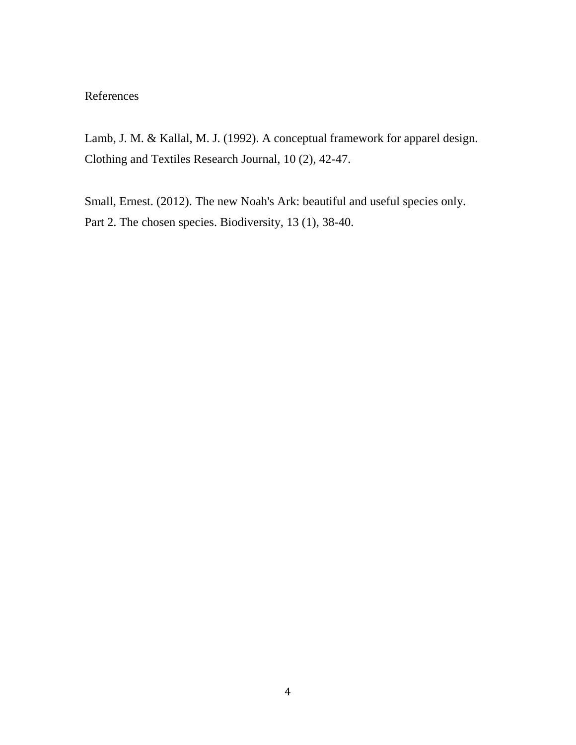# References

Lamb, J. M. & Kallal, M. J. (1992). A conceptual framework for apparel design. Clothing and Textiles Research Journal, 10 (2), 42-47.

Small, Ernest. (2012). The new Noah's Ark: beautiful and useful species only. Part 2. The chosen species. Biodiversity, 13 (1), 38-40.